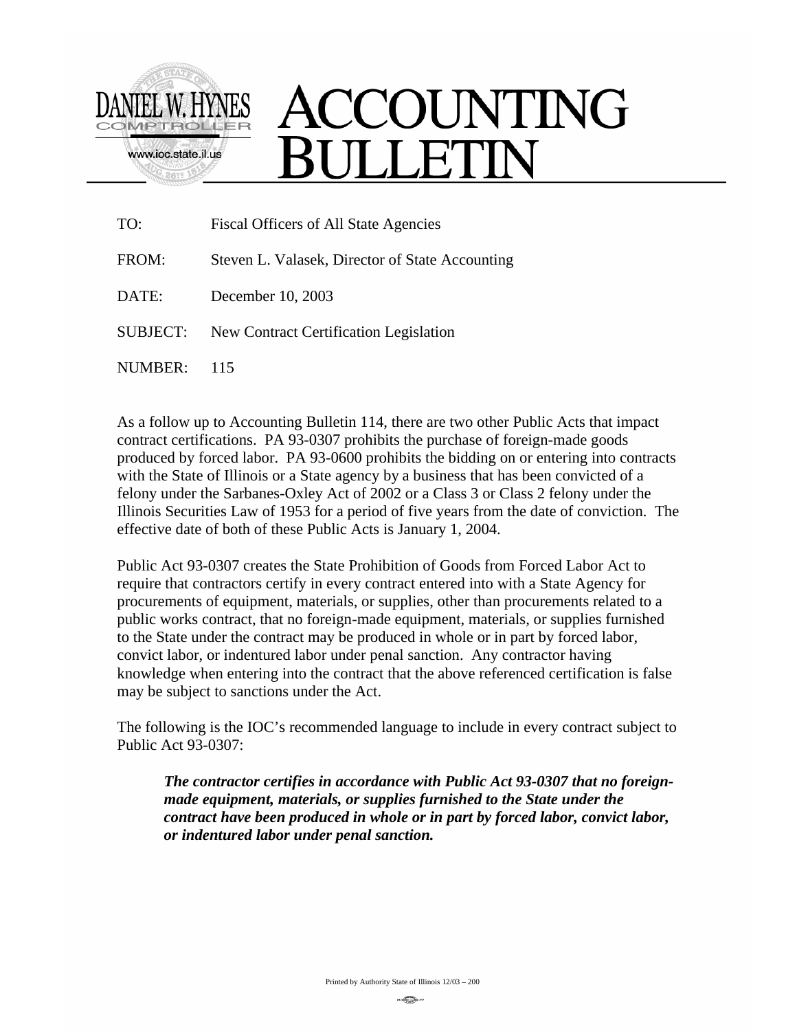DANIEL W. HYNES
COMPTROLLER
www.ioc.state.il.us

# ACCOUNTING BULLETIN

TO: Fiscal Officers of All State Agencies

FROM: Steven L. Valasek, Director of State Accounting

DATE: December 10, 2003

SUBJECT: New Contract Certification Legislation

NUMBER: 115

As a follow up to Accounting Bulletin 114, there are two other Public Acts that impact contract certifications. PA 93-0307 prohibits the purchase of foreign-made goods produced by forced labor. PA 93-0600 prohibits the bidding on or entering into contracts with the State of Illinois or a State agency by a business that has been convicted of a felony under the Sarbanes-Oxley Act of 2002 or a Class 3 or Class 2 felony under the Illinois Securities Law of 1953 for a period of five years from the date of conviction. The effective date of both of these Public Acts is January 1, 2004.

Public Act 93-0307 creates the State Prohibition of Goods from Forced Labor Act to require that contractors certify in every contract entered into with a State Agency for procurements of equipment, materials, or supplies, other than procurements related to a public works contract, that no foreign-made equipment, materials, or supplies furnished to the State under the contract may be produced in whole or in part by forced labor, convict labor, or indentured labor under penal sanction. Any contractor having knowledge when entering into the contract that the above referenced certification is false may be subject to sanctions under the Act.

The following is the IOC's recommended language to include in every contract subject to Public Act 93-0307:

> ***The contractor certifies in accordance with Public Act 93-0307 that no foreign-made equipment, materials, or supplies furnished to the State under the contract have been produced in whole or in part by forced labor, convict labor, or indentured labor under penal sanction.***

Printed by Authority State of Illinois 12/03 – 200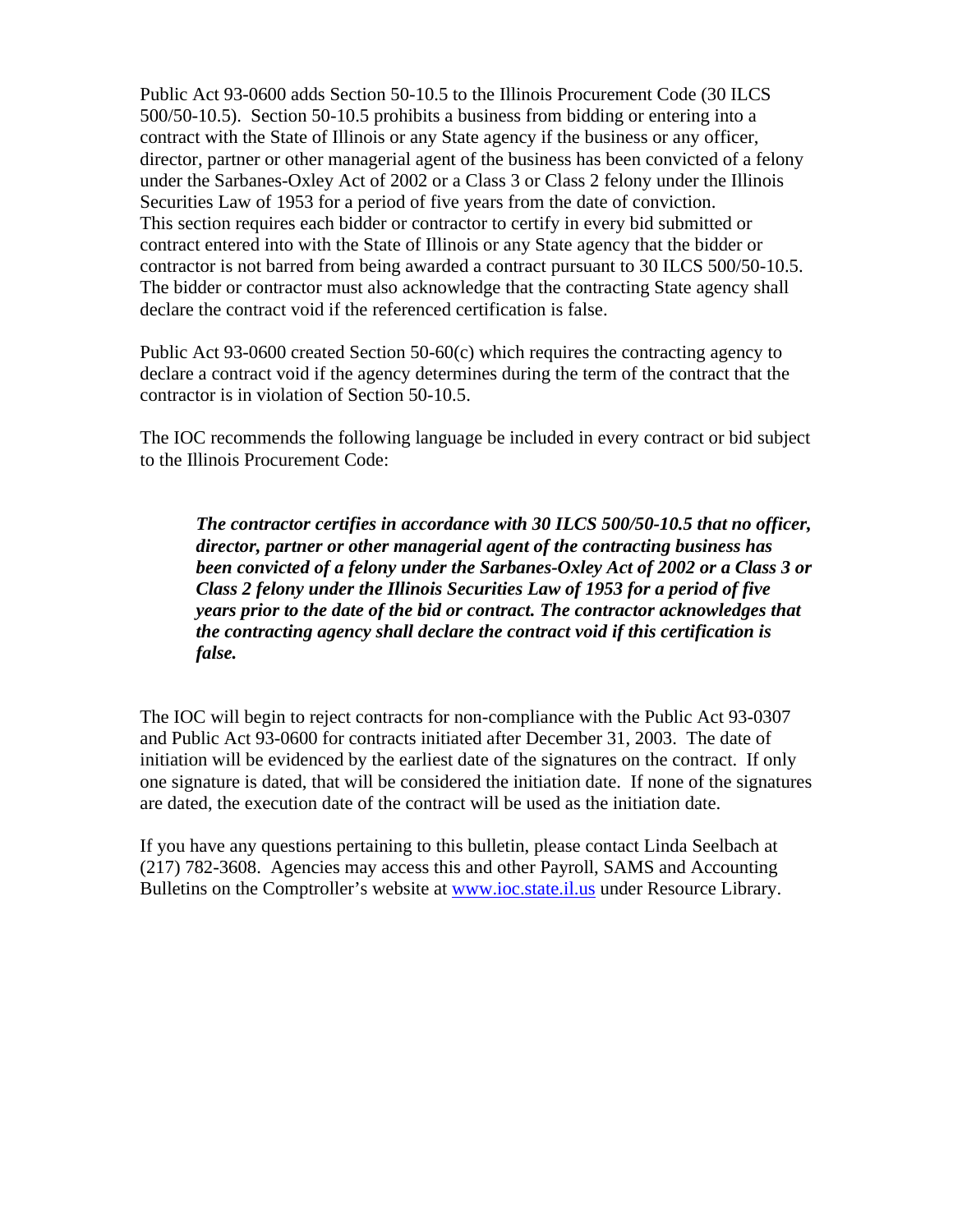Public Act 93-0600 adds Section 50-10.5 to the Illinois Procurement Code (30 ILCS 500/50-10.5). Section 50-10.5 prohibits a business from bidding or entering into a contract with the State of Illinois or any State agency if the business or any officer, director, partner or other managerial agent of the business has been convicted of a felony under the Sarbanes-Oxley Act of 2002 or a Class 3 or Class 2 felony under the Illinois Securities Law of 1953 for a period of five years from the date of conviction. This section requires each bidder or contractor to certify in every bid submitted or contract entered into with the State of Illinois or any State agency that the bidder or contractor is not barred from being awarded a contract pursuant to 30 ILCS 500/50-10.5. The bidder or contractor must also acknowledge that the contracting State agency shall declare the contract void if the referenced certification is false.

Public Act 93-0600 created Section 50-60(c) which requires the contracting agency to declare a contract void if the agency determines during the term of the contract that the contractor is in violation of Section 50-10.5.

The IOC recommends the following language be included in every contract or bid subject to the Illinois Procurement Code:

> ***The contractor certifies in accordance with 30 ILCS 500/50-10.5 that no officer, director, partner or other managerial agent of the contracting business has been convicted of a felony under the Sarbanes-Oxley Act of 2002 or a Class 3 or Class 2 felony under the Illinois Securities Law of 1953 for a period of five years prior to the date of the bid or contract. The contractor acknowledges that the contracting agency shall declare the contract void if this certification is false.***

The IOC will begin to reject contracts for non-compliance with the Public Act 93-0307 and Public Act 93-0600 for contracts initiated after December 31, 2003. The date of initiation will be evidenced by the earliest date of the signatures on the contract. If only one signature is dated, that will be considered the initiation date. If none of the signatures are dated, the execution date of the contract will be used as the initiation date.

If you have any questions pertaining to this bulletin, please contact Linda Seelbach at (217) 782-3608. Agencies may access this and other Payroll, SAMS and Accounting Bulletins on the Comptroller's website at [www.ioc.state.il.us](http://www.ioc.state.il.us) under Resource Library.